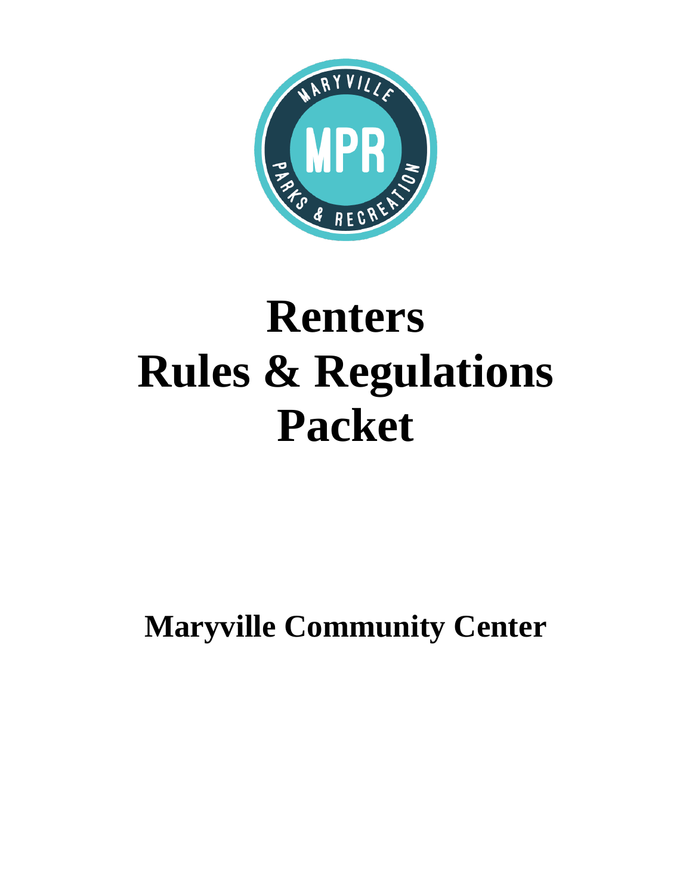# Renters
# Rules & Regulations
# Packet

## Maryville Community Center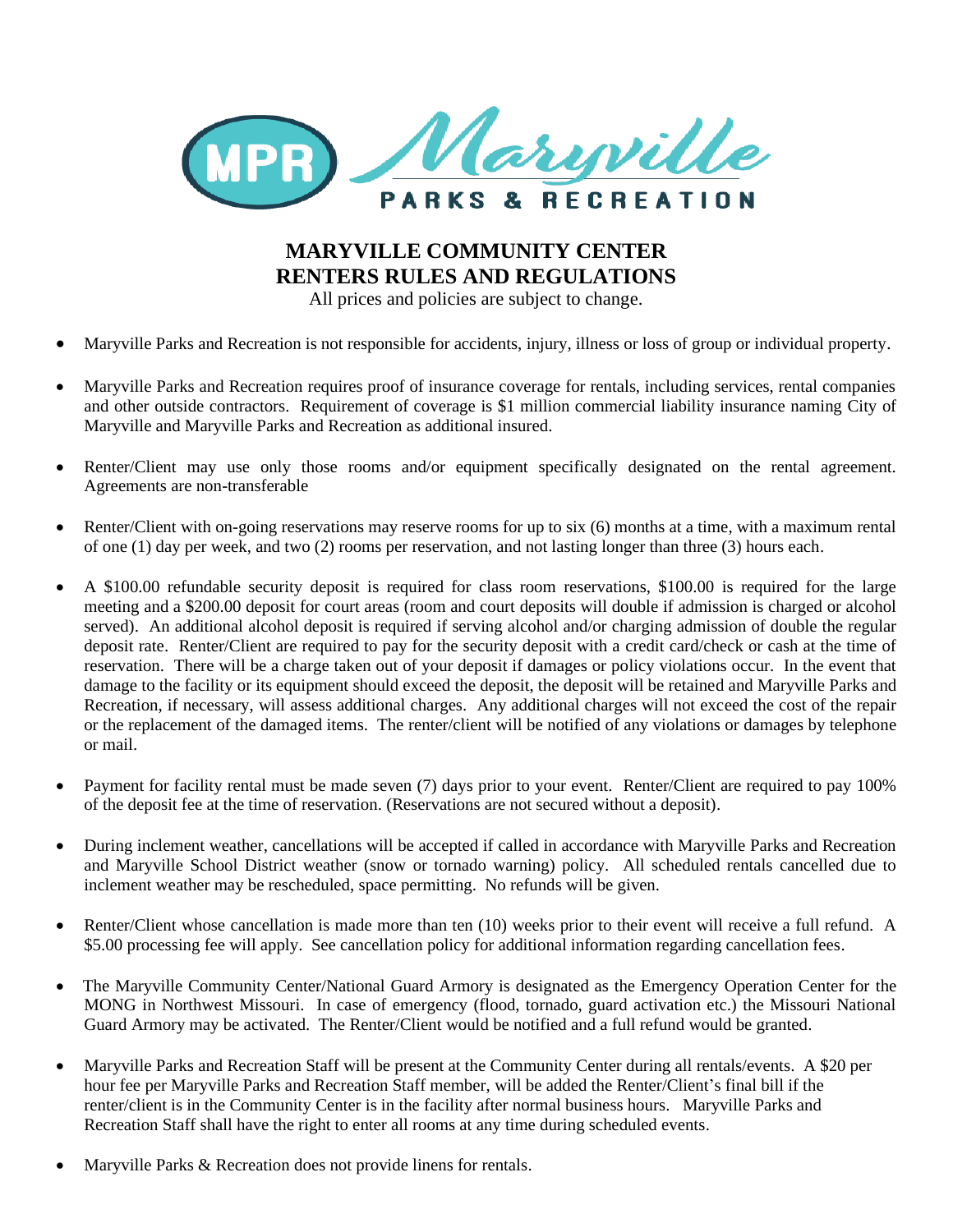# MARYVILLE COMMUNITY CENTER RENTERS RULES AND REGULATIONS

All prices and policies are subject to change.

- Maryville Parks and Recreation is not responsible for accidents, injury, illness or loss of group or individual property.
- Maryville Parks and Recreation requires proof of insurance coverage for rentals, including services, rental companies and other outside contractors. Requirement of coverage is $1 million commercial liability insurance naming City of Maryville and Maryville Parks and Recreation as additional insured.
- Renter/Client may use only those rooms and/or equipment specifically designated on the rental agreement. Agreements are non-transferable
- Renter/Client with on-going reservations may reserve rooms for up to six (6) months at a time, with a maximum rental of one (1) day per week, and two (2) rooms per reservation, and not lasting longer than three (3) hours each.
- A $100.00 refundable security deposit is required for class room reservations, $100.00 is required for the large meeting and a $200.00 deposit for court areas (room and court deposits will double if admission is charged or alcohol served). An additional alcohol deposit is required if serving alcohol and/or charging admission of double the regular deposit rate. Renter/Client are required to pay for the security deposit with a credit card/check or cash at the time of reservation. There will be a charge taken out of your deposit if damages or policy violations occur. In the event that damage to the facility or its equipment should exceed the deposit, the deposit will be retained and Maryville Parks and Recreation, if necessary, will assess additional charges. Any additional charges will not exceed the cost of the repair or the replacement of the damaged items. The renter/client will be notified of any violations or damages by telephone or mail.
- Payment for facility rental must be made seven (7) days prior to your event. Renter/Client are required to pay 100% of the deposit fee at the time of reservation. (Reservations are not secured without a deposit).
- During inclement weather, cancellations will be accepted if called in accordance with Maryville Parks and Recreation and Maryville School District weather (snow or tornado warning) policy. All scheduled rentals cancelled due to inclement weather may be rescheduled, space permitting. No refunds will be given.
- Renter/Client whose cancellation is made more than ten (10) weeks prior to their event will receive a full refund. A $5.00 processing fee will apply. See cancellation policy for additional information regarding cancellation fees.
- The Maryville Community Center/National Guard Armory is designated as the Emergency Operation Center for the MONG in Northwest Missouri. In case of emergency (flood, tornado, guard activation etc.) the Missouri National Guard Armory may be activated. The Renter/Client would be notified and a full refund would be granted.
- Maryville Parks and Recreation Staff will be present at the Community Center during all rentals/events. A $20 per hour fee per Maryville Parks and Recreation Staff member, will be added the Renter/Client's final bill if the renter/client is in the Community Center is in the facility after normal business hours. Maryville Parks and Recreation Staff shall have the right to enter all rooms at any time during scheduled events.
- Maryville Parks & Recreation does not provide linens for rentals.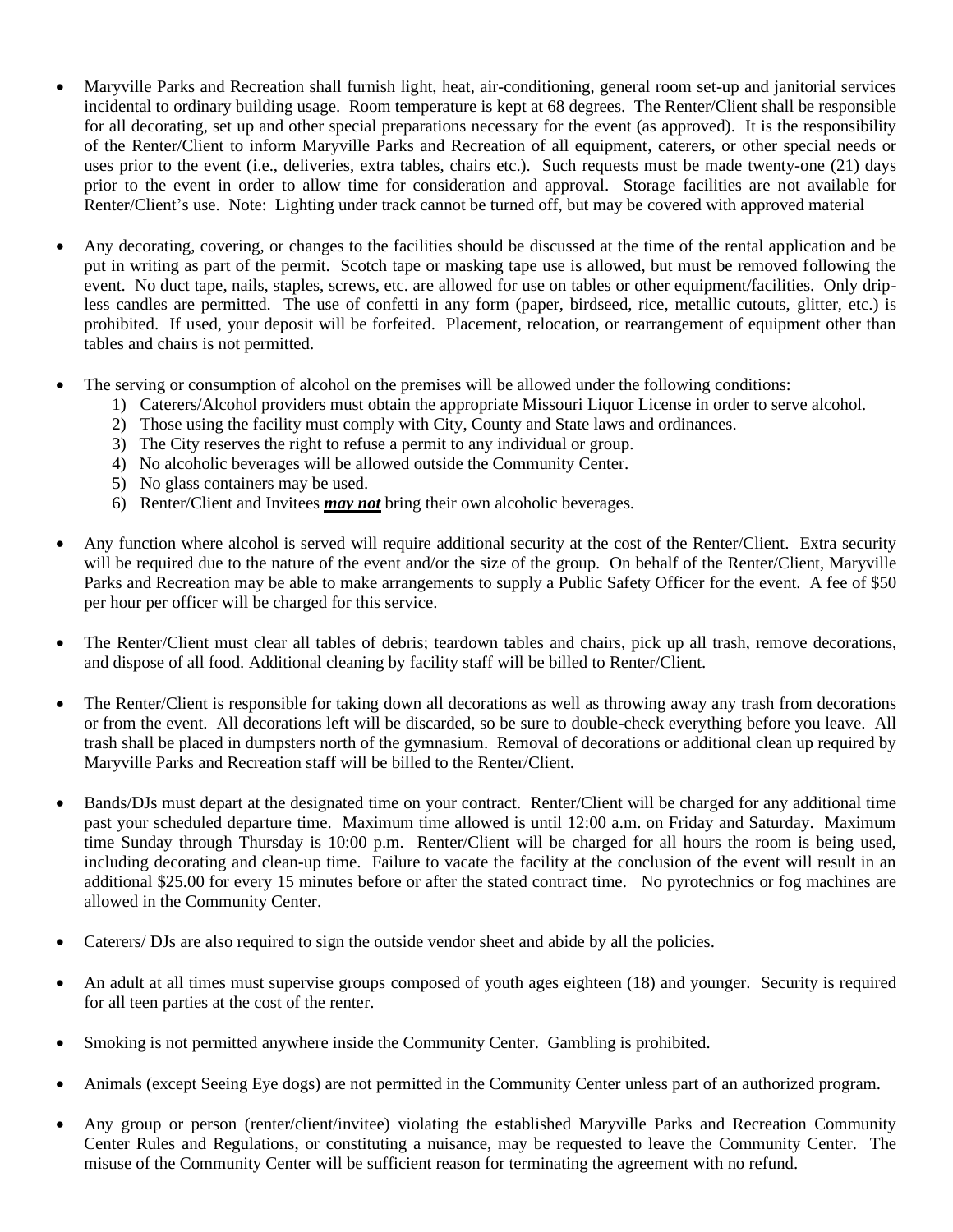- Maryville Parks and Recreation shall furnish light, heat, air-conditioning, general room set-up and janitorial services incidental to ordinary building usage. Room temperature is kept at 68 degrees. The Renter/Client shall be responsible for all decorating, set up and other special preparations necessary for the event (as approved). It is the responsibility of the Renter/Client to inform Maryville Parks and Recreation of all equipment, caterers, or other special needs or uses prior to the event (i.e., deliveries, extra tables, chairs etc.). Such requests must be made twenty-one (21) days prior to the event in order to allow time for consideration and approval. Storage facilities are not available for Renter/Client's use. Note: Lighting under track cannot be turned off, but may be covered with approved material

- Any decorating, covering, or changes to the facilities should be discussed at the time of the rental application and be put in writing as part of the permit. Scotch tape or masking tape use is allowed, but must be removed following the event. No duct tape, nails, staples, screws, etc. are allowed for use on tables or other equipment/facilities. Only drip-less candles are permitted. The use of confetti in any form (paper, birdseed, rice, metallic cutouts, glitter, etc.) is prohibited. If used, your deposit will be forfeited. Placement, relocation, or rearrangement of equipment other than tables and chairs is not permitted.

- The serving or consumption of alcohol on the premises will be allowed under the following conditions:
  1) Caterers/Alcohol providers must obtain the appropriate Missouri Liquor License in order to serve alcohol.
  2) Those using the facility must comply with City, County and State laws and ordinances.
  3) The City reserves the right to refuse a permit to any individual or group.
  4) No alcoholic beverages will be allowed outside the Community Center.
  5) No glass containers may be used.
  6) Renter/Client and Invitees ***may not*** bring their own alcoholic beverages.

- Any function where alcohol is served will require additional security at the cost of the Renter/Client. Extra security will be required due to the nature of the event and/or the size of the group. On behalf of the Renter/Client, Maryville Parks and Recreation may be able to make arrangements to supply a Public Safety Officer for the event. A fee of $50 per hour per officer will be charged for this service.

- The Renter/Client must clear all tables of debris; teardown tables and chairs, pick up all trash, remove decorations, and dispose of all food. Additional cleaning by facility staff will be billed to Renter/Client.

- The Renter/Client is responsible for taking down all decorations as well as throwing away any trash from decorations or from the event. All decorations left will be discarded, so be sure to double-check everything before you leave. All trash shall be placed in dumpsters north of the gymnasium. Removal of decorations or additional clean up required by Maryville Parks and Recreation staff will be billed to the Renter/Client.

- Bands/DJs must depart at the designated time on your contract. Renter/Client will be charged for any additional time past your scheduled departure time. Maximum time allowed is until 12:00 a.m. on Friday and Saturday. Maximum time Sunday through Thursday is 10:00 p.m. Renter/Client will be charged for all hours the room is being used, including decorating and clean-up time. Failure to vacate the facility at the conclusion of the event will result in an additional $25.00 for every 15 minutes before or after the stated contract time. No pyrotechnics or fog machines are allowed in the Community Center.

- Caterers/ DJs are also required to sign the outside vendor sheet and abide by all the policies.

- An adult at all times must supervise groups composed of youth ages eighteen (18) and younger. Security is required for all teen parties at the cost of the renter.

- Smoking is not permitted anywhere inside the Community Center. Gambling is prohibited.

- Animals (except Seeing Eye dogs) are not permitted in the Community Center unless part of an authorized program.

- Any group or person (renter/client/invitee) violating the established Maryville Parks and Recreation Community Center Rules and Regulations, or constituting a nuisance, may be requested to leave the Community Center. The misuse of the Community Center will be sufficient reason for terminating the agreement with no refund.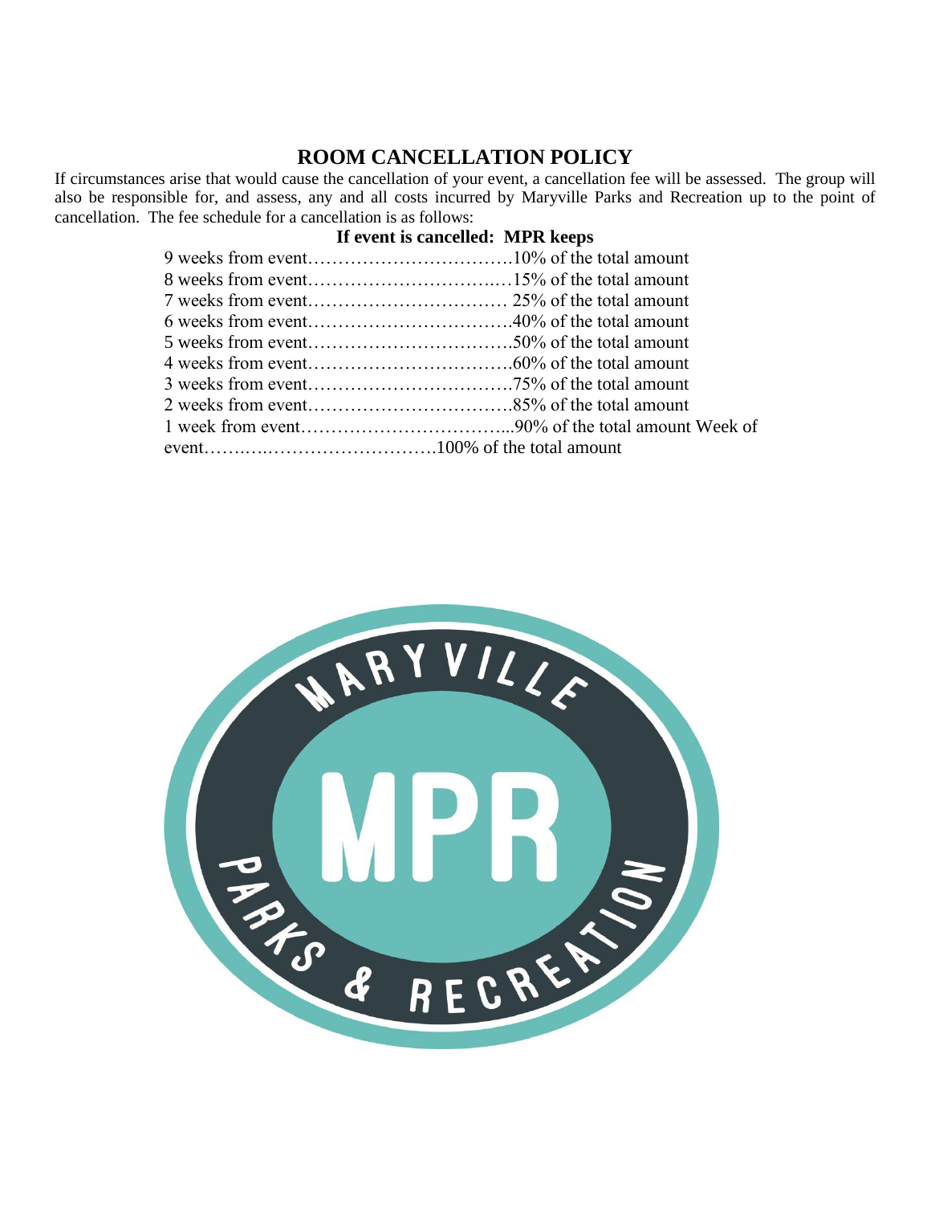# ROOM CANCELLATION POLICY

If circumstances arise that would cause the cancellation of your event, a cancellation fee will be assessed. The group will also be responsible for, and assess, any and all costs incurred by Maryville Parks and Recreation up to the point of cancellation. The fee schedule for a cancellation is as follows:

**If event is cancelled: MPR keeps**

9 weeks from event……………………………10% of the total amount
8 weeks from event……………………………15% of the total amount
7 weeks from event…………………………… 25% of the total amount
6 weeks from event……………………………40% of the total amount
5 weeks from event……………………………50% of the total amount
4 weeks from event……………………………60% of the total amount
3 weeks from event……………………………75% of the total amount
2 weeks from event……………………………85% of the total amount
1 week from event……………………………...90% of the total amount
Week of event…………………………………100% of the total amount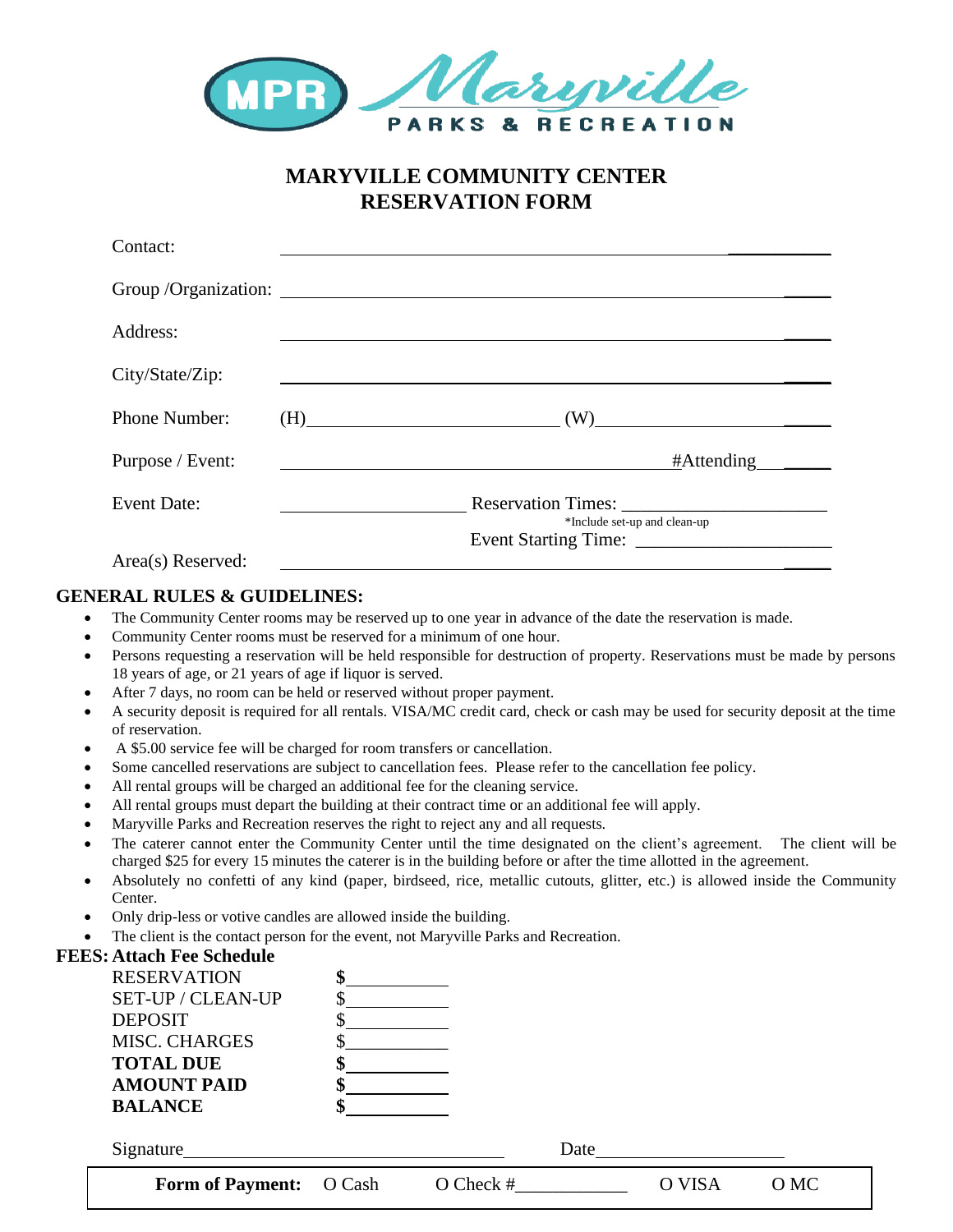MPR Maryville PARKS & RECREATION

# MARYVILLE COMMUNITY CENTER RESERVATION FORM

Contact: ______________________________________________

Group /Organization: ______________________________________________

Address: ______________________________________________

City/State/Zip: ______________________________________________

Phone Number: (H)__________________________ (W)__________________________

Purpose / Event: ______________________________________ #Attending________

Event Date: ____________________ Reservation Times: ____________________
*Include set-up and clean-up

Event Starting Time: ____________________

Area(s) Reserved: ______________________________________________

## GENERAL RULES & GUIDELINES:

- The Community Center rooms may be reserved up to one year in advance of the date the reservation is made.
- Community Center rooms must be reserved for a minimum of one hour.
- Persons requesting a reservation will be held responsible for destruction of property. Reservations must be made by persons 18 years of age, or 21 years of age if liquor is served.
- After 7 days, no room can be held or reserved without proper payment.
- A security deposit is required for all rentals. VISA/MC credit card, check or cash may be used for security deposit at the time of reservation.
- A $5.00 service fee will be charged for room transfers or cancellation.
- Some cancelled reservations are subject to cancellation fees. Please refer to the cancellation fee policy.
- All rental groups will be charged an additional fee for the cleaning service.
- All rental groups must depart the building at their contract time or an additional fee will apply.
- Maryville Parks and Recreation reserves the right to reject any and all requests.
- The caterer cannot enter the Community Center until the time designated on the client's agreement. The client will be charged $25 for every 15 minutes the caterer is in the building before or after the time allotted in the agreement.
- Absolutely no confetti of any kind (paper, birdseed, rice, metallic cutouts, glitter, etc.) is allowed inside the Community Center.
- Only drip-less or votive candles are allowed inside the building.
- The client is the contact person for the event, not Maryville Parks and Recreation.

## FEES: Attach Fee Schedule

| | |
|---|---|
| RESERVATION | **$**__________ |
| SET-UP / CLEAN-UP | $__________ |
| DEPOSIT | $__________ |
| MISC. CHARGES | $__________ |
| **TOTAL DUE** | **$**__________ |
| **AMOUNT PAID** | **$**__________ |
| **BALANCE** | **$**__________ |

Signature________________________________ Date____________________

**Form of Payment:** O Cash O Check #____________ O VISA O MC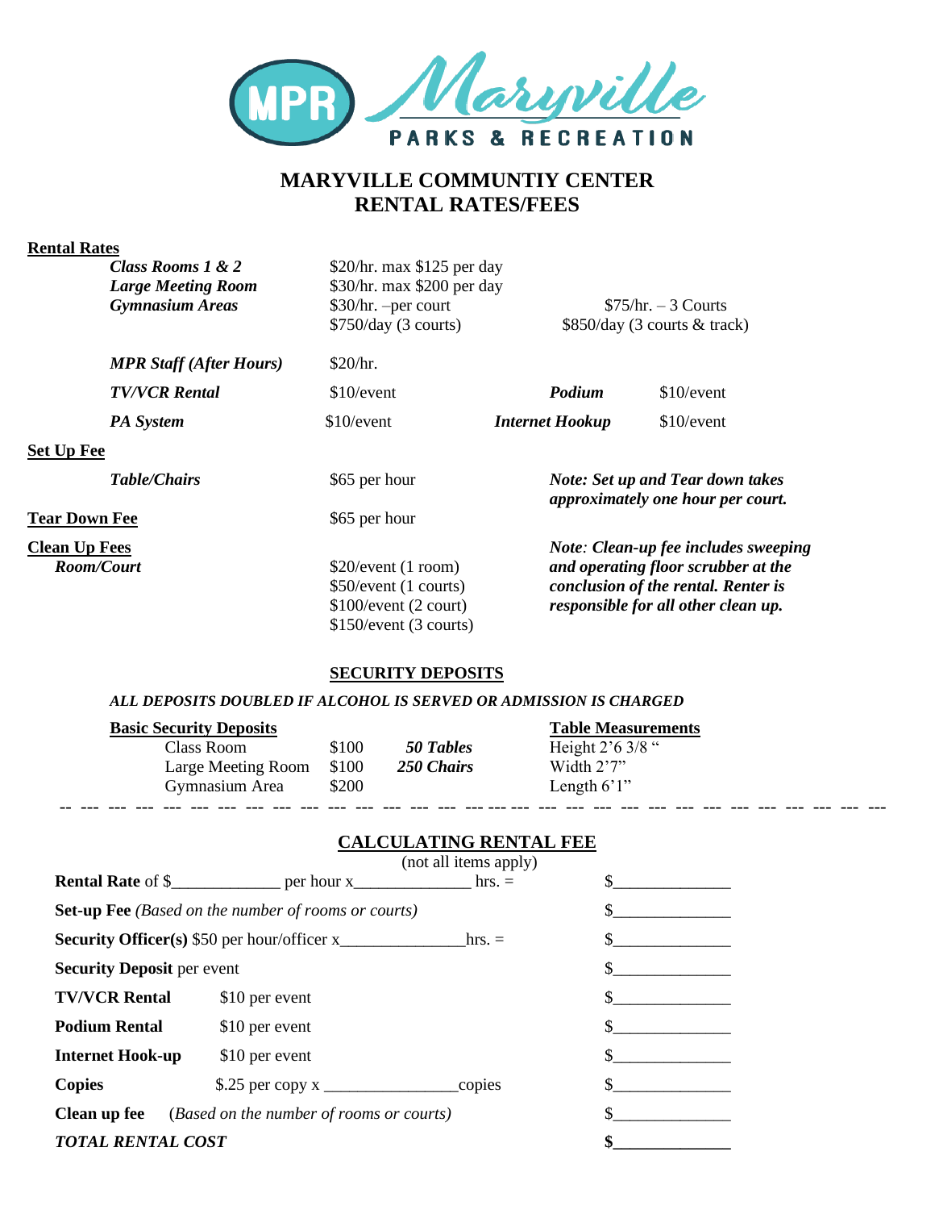MPR Maryville PARKS & RECREATION

# MARYVILLE COMMUNTIY CENTER
# RENTAL RATES/FEES

**Rental Rates**

| | | | |
|---|---|---|---|
| ***Class Rooms 1 & 2*** | $20/hr. max $125 per day | | |
| ***Large Meeting Room*** | $30/hr. max $200 per day | | |
| ***Gymnasium Areas*** | $30/hr. –per court<br>$750/day (3 courts) | $75/hr. – 3 Courts<br>$850/day (3 courts & track) | |
| ***MPR Staff (After Hours)*** | $20/hr. | | |
| ***TV/VCR Rental*** | $10/event | ***Podium*** | $10/event |
| ***PA System*** | $10/event | ***Internet Hookup*** | $10/event |

**Set Up Fee**

***Table/Chairs*** $65 per hour

***Note: Set up and Tear down takes approximately one hour per court.***

**Tear Down Fee** $65 per hour

**Clean Up Fees**

***Room/Court***

$20/event (1 room)
$50/event (1 courts)
$100/event (2 court)
$150/event (3 courts)

***Note**: Clean-up fee includes sweeping and operating floor scrubber at the conclusion of the rental. Renter is responsible for all other clean up.*

## SECURITY DEPOSITS

***ALL DEPOSITS DOUBLED IF ALCOHOL IS SERVED OR ADMISSION IS CHARGED***

| **Basic Security Deposits** | | | **Table Measurements** |
|---|---|---|---|
| Class Room | $100 | ***50 Tables*** | Height 2'6 3/8 " |
| Large Meeting Room | $100 | ***250 Chairs*** | Width 2'7" |
| Gymnasium Area | $200 | | Length 6'1" |

---

## CALCULATING RENTAL FEE

(not all items apply)

| | |
|---|---|
| **Rental Rate** of $_____________ per hour x______________ hrs. = | $______________ |
| **Set-up Fee** *(Based on the number of rooms or courts)* | $______________ |
| **Security Officer(s)** $50 per hour/officer x_______________hrs. = | $______________ |
| **Security Deposit** per event | $______________ |
| **TV/VCR Rental** $10 per event | $______________ |
| **Podium Rental** $10 per event | $______________ |
| **Internet Hook-up** $10 per event | $______________ |
| **Copies** $.25 per copy x ________________copies | $______________ |
| **Clean up fee** *(Based on the number of rooms or courts)* | $______________ |
| ***TOTAL RENTAL COST*** | **$______________** |